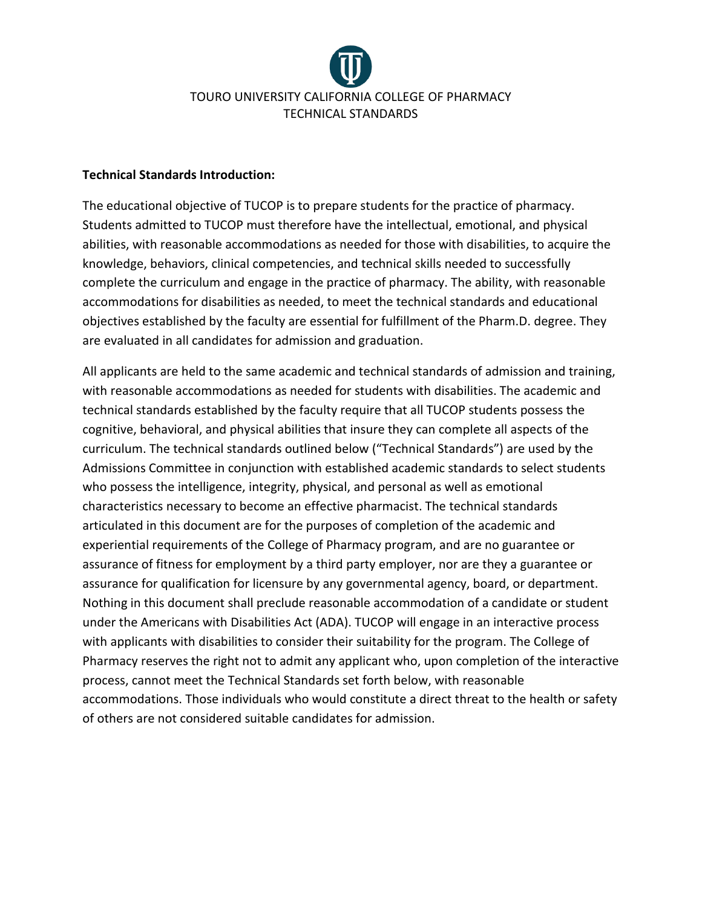# TOURO UNIVERSITY CALIFORNIA COLLEGE OF PHARMACY
## TECHNICAL STANDARDS

**Technical Standards Introduction:**

The educational objective of TUCOP is to prepare students for the practice of pharmacy. Students admitted to TUCOP must therefore have the intellectual, emotional, and physical abilities, with reasonable accommodations as needed for those with disabilities, to acquire the knowledge, behaviors, clinical competencies, and technical skills needed to successfully complete the curriculum and engage in the practice of pharmacy. The ability, with reasonable accommodations for disabilities as needed, to meet the technical standards and educational objectives established by the faculty are essential for fulfillment of the Pharm.D. degree. They are evaluated in all candidates for admission and graduation.

All applicants are held to the same academic and technical standards of admission and training, with reasonable accommodations as needed for students with disabilities. The academic and technical standards established by the faculty require that all TUCOP students possess the cognitive, behavioral, and physical abilities that insure they can complete all aspects of the curriculum. The technical standards outlined below ("Technical Standards") are used by the Admissions Committee in conjunction with established academic standards to select students who possess the intelligence, integrity, physical, and personal as well as emotional characteristics necessary to become an effective pharmacist. The technical standards articulated in this document are for the purposes of completion of the academic and experiential requirements of the College of Pharmacy program, and are no guarantee or assurance of fitness for employment by a third party employer, nor are they a guarantee or assurance for qualification for licensure by any governmental agency, board, or department. Nothing in this document shall preclude reasonable accommodation of a candidate or student under the Americans with Disabilities Act (ADA). TUCOP will engage in an interactive process with applicants with disabilities to consider their suitability for the program. The College of Pharmacy reserves the right not to admit any applicant who, upon completion of the interactive process, cannot meet the Technical Standards set forth below, with reasonable accommodations. Those individuals who would constitute a direct threat to the health or safety of others are not considered suitable candidates for admission.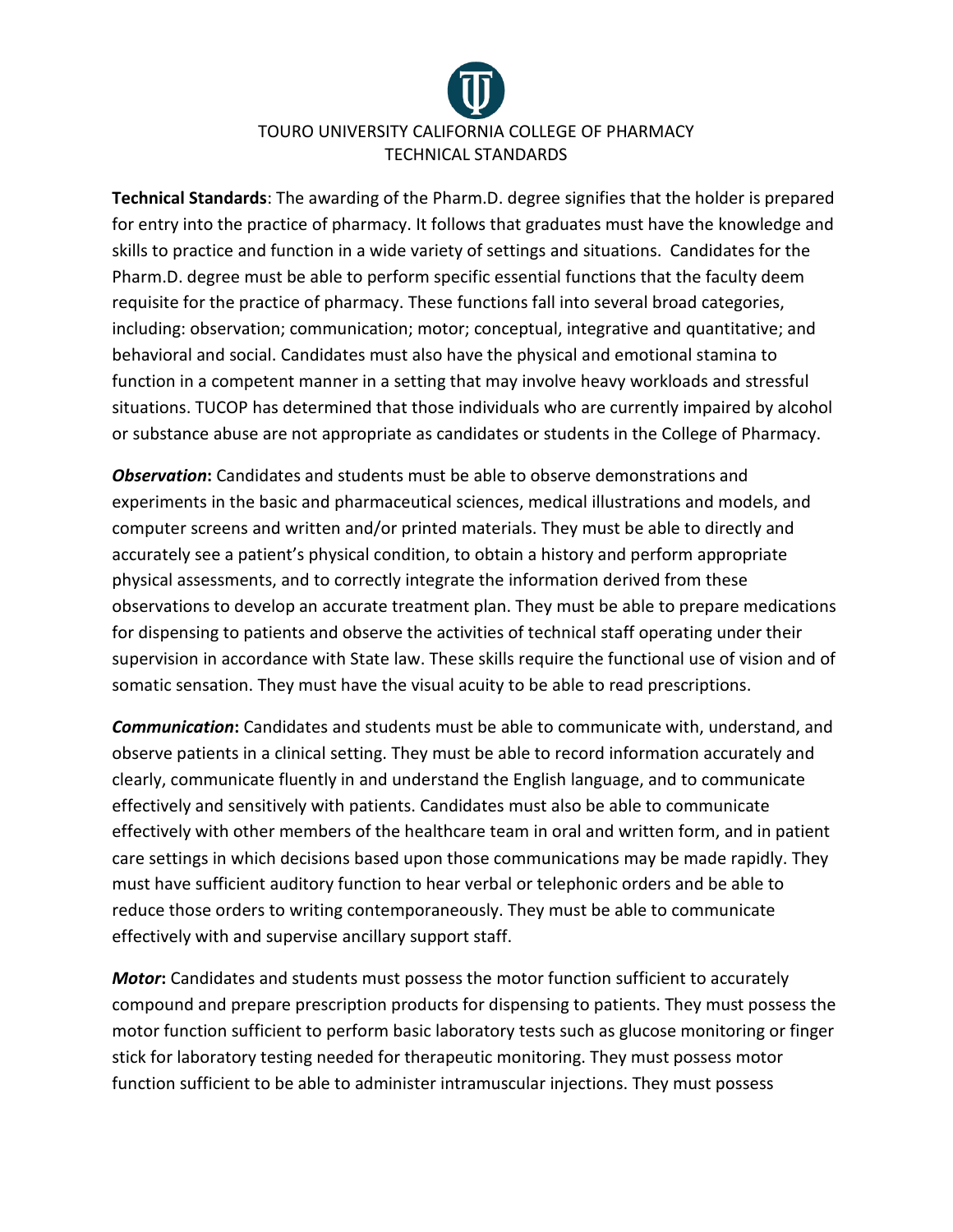# TOURO UNIVERSITY CALIFORNIA COLLEGE OF PHARMACY
## TECHNICAL STANDARDS

**Technical Standards**: The awarding of the Pharm.D. degree signifies that the holder is prepared for entry into the practice of pharmacy. It follows that graduates must have the knowledge and skills to practice and function in a wide variety of settings and situations. Candidates for the Pharm.D. degree must be able to perform specific essential functions that the faculty deem requisite for the practice of pharmacy. These functions fall into several broad categories, including: observation; communication; motor; conceptual, integrative and quantitative; and behavioral and social. Candidates must also have the physical and emotional stamina to function in a competent manner in a setting that may involve heavy workloads and stressful situations. TUCOP has determined that those individuals who are currently impaired by alcohol or substance abuse are not appropriate as candidates or students in the College of Pharmacy.

***Observation*:** Candidates and students must be able to observe demonstrations and experiments in the basic and pharmaceutical sciences, medical illustrations and models, and computer screens and written and/or printed materials. They must be able to directly and accurately see a patient's physical condition, to obtain a history and perform appropriate physical assessments, and to correctly integrate the information derived from these observations to develop an accurate treatment plan. They must be able to prepare medications for dispensing to patients and observe the activities of technical staff operating under their supervision in accordance with State law. These skills require the functional use of vision and of somatic sensation. They must have the visual acuity to be able to read prescriptions.

***Communication*:** Candidates and students must be able to communicate with, understand, and observe patients in a clinical setting. They must be able to record information accurately and clearly, communicate fluently in and understand the English language, and to communicate effectively and sensitively with patients. Candidates must also be able to communicate effectively with other members of the healthcare team in oral and written form, and in patient care settings in which decisions based upon those communications may be made rapidly. They must have sufficient auditory function to hear verbal or telephonic orders and be able to reduce those orders to writing contemporaneously. They must be able to communicate effectively with and supervise ancillary support staff.

***Motor*:** Candidates and students must possess the motor function sufficient to accurately compound and prepare prescription products for dispensing to patients. They must possess the motor function sufficient to perform basic laboratory tests such as glucose monitoring or finger stick for laboratory testing needed for therapeutic monitoring. They must possess motor function sufficient to be able to administer intramuscular injections. They must possess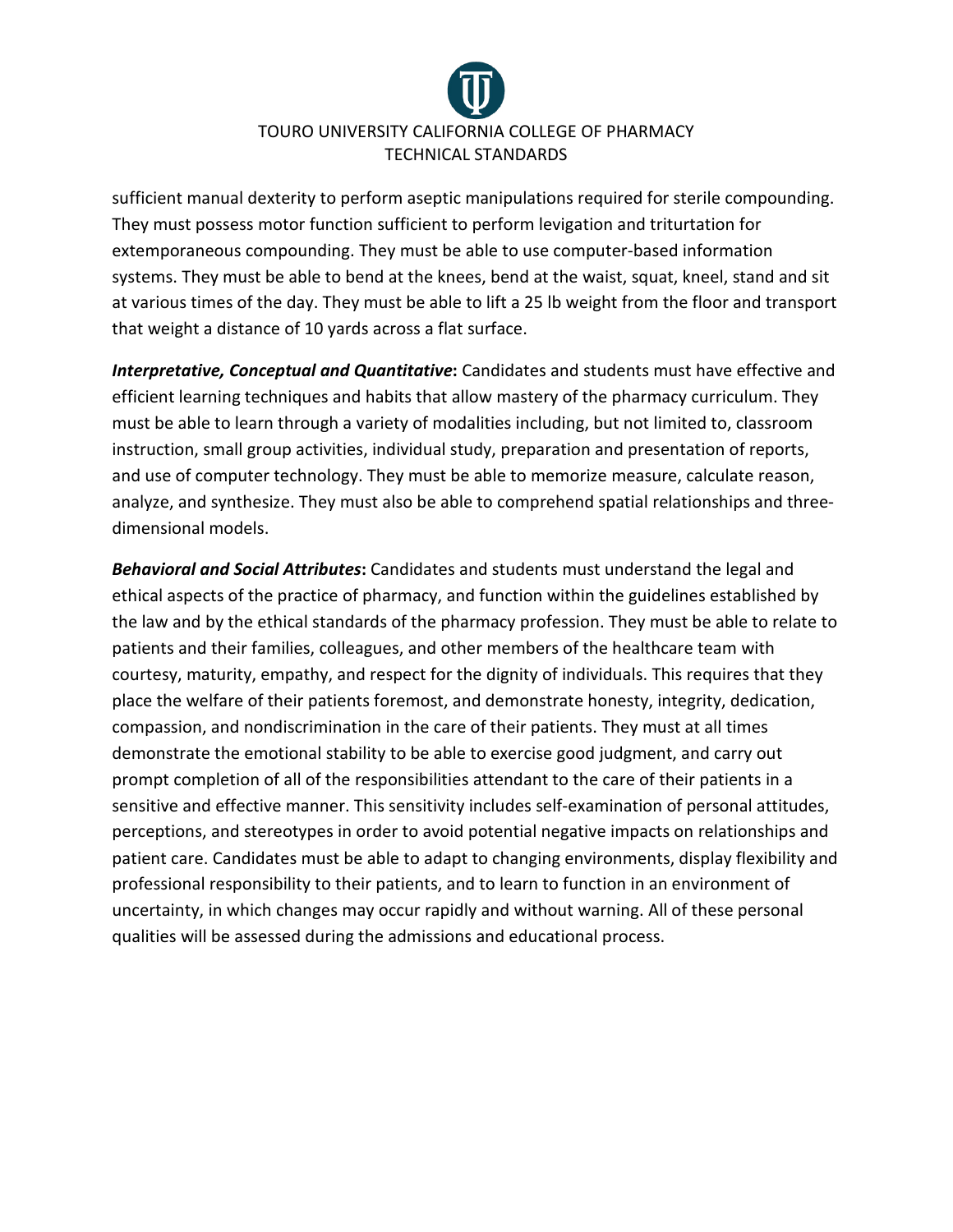sufficient manual dexterity to perform aseptic manipulations required for sterile compounding. They must possess motor function sufficient to perform levigation and triturtation for extemporaneous compounding. They must be able to use computer-based information systems. They must be able to bend at the knees, bend at the waist, squat, kneel, stand and sit at various times of the day. They must be able to lift a 25 lb weight from the floor and transport that weight a distance of 10 yards across a flat surface.

***Interpretative, Conceptual and Quantitative*:** Candidates and students must have effective and efficient learning techniques and habits that allow mastery of the pharmacy curriculum. They must be able to learn through a variety of modalities including, but not limited to, classroom instruction, small group activities, individual study, preparation and presentation of reports, and use of computer technology. They must be able to memorize measure, calculate reason, analyze, and synthesize. They must also be able to comprehend spatial relationships and three-dimensional models.

***Behavioral and Social Attributes*:** Candidates and students must understand the legal and ethical aspects of the practice of pharmacy, and function within the guidelines established by the law and by the ethical standards of the pharmacy profession. They must be able to relate to patients and their families, colleagues, and other members of the healthcare team with courtesy, maturity, empathy, and respect for the dignity of individuals. This requires that they place the welfare of their patients foremost, and demonstrate honesty, integrity, dedication, compassion, and nondiscrimination in the care of their patients. They must at all times demonstrate the emotional stability to be able to exercise good judgment, and carry out prompt completion of all of the responsibilities attendant to the care of their patients in a sensitive and effective manner. This sensitivity includes self-examination of personal attitudes, perceptions, and stereotypes in order to avoid potential negative impacts on relationships and patient care. Candidates must be able to adapt to changing environments, display flexibility and professional responsibility to their patients, and to learn to function in an environment of uncertainty, in which changes may occur rapidly and without warning. All of these personal qualities will be assessed during the admissions and educational process.